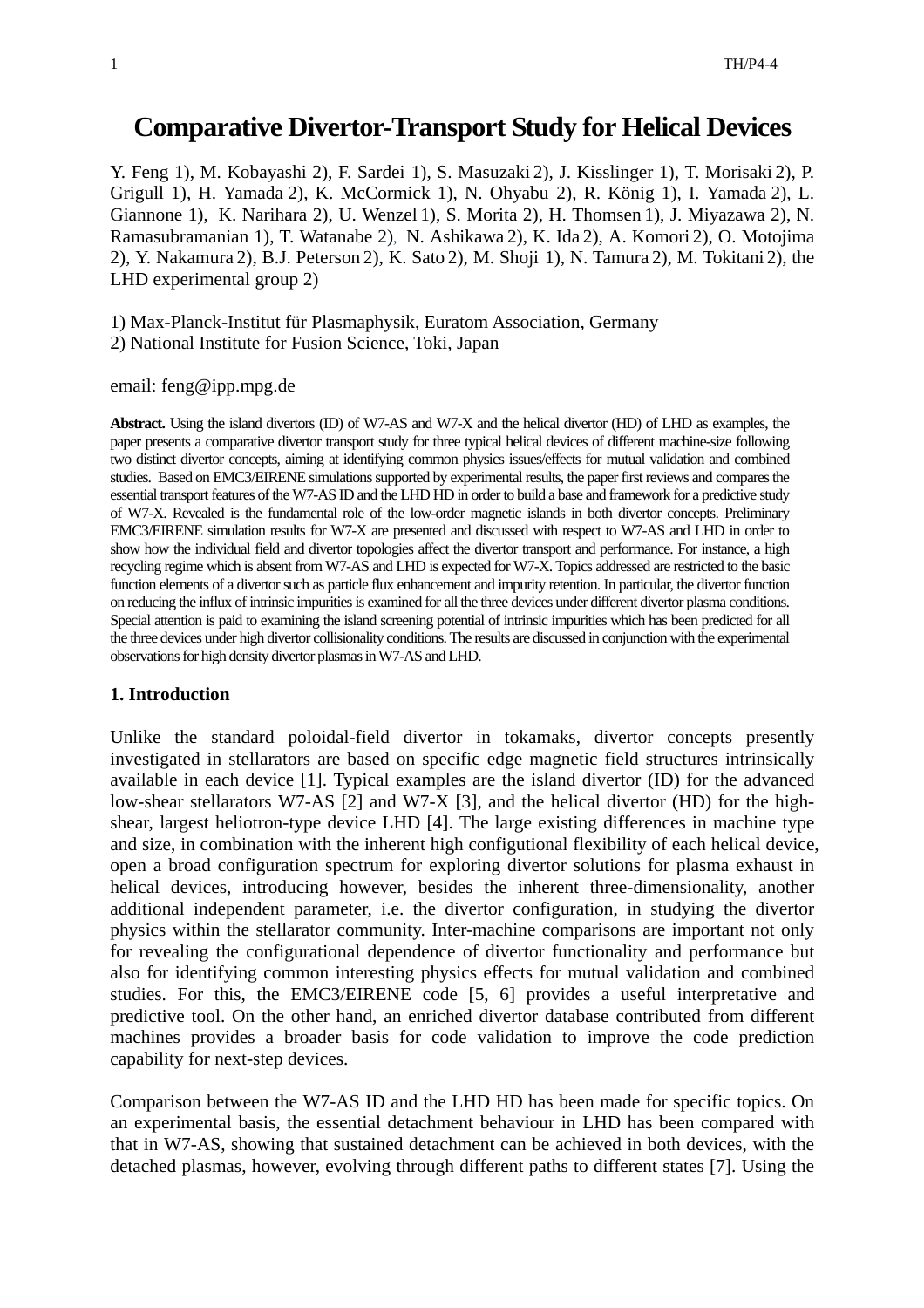# Comparative Divertor-Transport Study for Helical Devices

Y. Feng 1), M. Kobayashi 2), F. Sardei 1), S. Masuzaki 2), J. Kisslinger 1), T. Morisaki 2), P. Grigull 1), H. Yamada 2), K. McCormick 1), N. Ohyabu 2), R. König 1), I. Yamada 2), L. Giannone 1), K. Narihara 2), U. Wenzel 1), S. Morita 2), H. Thomsen 1), J. Miyazawa 2), N. Ramasubramanian 1), T. Watanabe 2), N. Ashikawa 2), K. Ida 2), A. Komori 2), O. Motojima 2), Y. Nakamura 2), B.J. Peterson 2), K. Sato 2), M. Shoji 1), N. Tamura 2), M. Tokitani 2), the LHD experimental group 2)

1) Max-Planck-Institut für Plasmaphysik, Euratom Association, Germany
2) National Institute for Fusion Science, Toki, Japan

email: feng@ipp.mpg.de

**Abstract.** Using the island divertors (ID) of W7-AS and W7-X and the helical divertor (HD) of LHD as examples, the paper presents a comparative divertor transport study for three typical helical devices of different machine-size following two distinct divertor concepts, aiming at identifying common physics issues/effects for mutual validation and combined studies. Based on EMC3/EIRENE simulations supported by experimental results, the paper first reviews and compares the essential transport features of the W7-AS ID and the LHD HD in order to build a base and framework for a predictive study of W7-X. Revealed is the fundamental role of the low-order magnetic islands in both divertor concepts. Preliminary EMC3/EIRENE simulation results for W7-X are presented and discussed with respect to W7-AS and LHD in order to show how the individual field and divertor topologies affect the divertor transport and performance. For instance, a high recycling regime which is absent from W7-AS and LHD is expected for W7-X. Topics addressed are restricted to the basic function elements of a divertor such as particle flux enhancement and impurity retention. In particular, the divertor function on reducing the influx of intrinsic impurities is examined for all the three devices under different divertor plasma conditions. Special attention is paid to examining the island screening potential of intrinsic impurities which has been predicted for all the three devices under high divertor collisionality conditions. The results are discussed in conjunction with the experimental observations for high density divertor plasmas in W7-AS and LHD.

## 1. Introduction

Unlike the standard poloidal-field divertor in tokamaks, divertor concepts presently investigated in stellarators are based on specific edge magnetic field structures intrinsically available in each device [1]. Typical examples are the island divertor (ID) for the advanced low-shear stellarators W7-AS [2] and W7-X [3], and the helical divertor (HD) for the high-shear, largest heliotron-type device LHD [4]. The large existing differences in machine type and size, in combination with the inherent high configutional flexibility of each helical device, open a broad configuration spectrum for exploring divertor solutions for plasma exhaust in helical devices, introducing however, besides the inherent three-dimensionality, another additional independent parameter, i.e. the divertor configuration, in studying the divertor physics within the stellarator community. Inter-machine comparisons are important not only for revealing the configurational dependence of divertor functionality and performance but also for identifying common interesting physics effects for mutual validation and combined studies. For this, the EMC3/EIRENE code [5, 6] provides a useful interpretative and predictive tool. On the other hand, an enriched divertor database contributed from different machines provides a broader basis for code validation to improve the code prediction capability for next-step devices.

Comparison between the W7-AS ID and the LHD HD has been made for specific topics. On an experimental basis, the essential detachment behaviour in LHD has been compared with that in W7-AS, showing that sustained detachment can be achieved in both devices, with the detached plasmas, however, evolving through different paths to different states [7]. Using the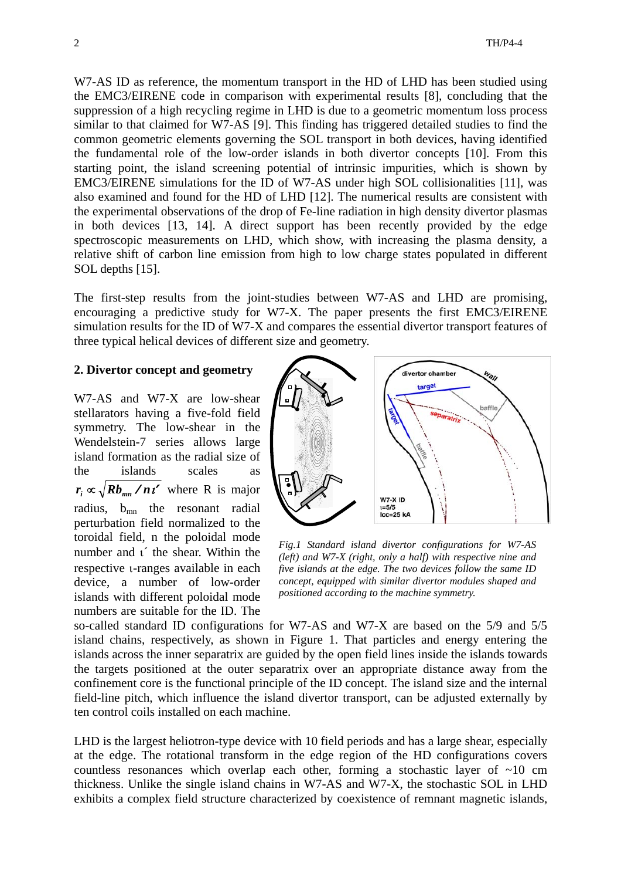W7-AS ID as reference, the momentum transport in the HD of LHD has been studied using the EMC3/EIRENE code in comparison with experimental results [8], concluding that the suppression of a high recycling regime in LHD is due to a geometric momentum loss process similar to that claimed for W7-AS [9]. This finding has triggered detailed studies to find the common geometric elements governing the SOL transport in both devices, having identified the fundamental role of the low-order islands in both divertor concepts [10]. From this starting point, the island screening potential of intrinsic impurities, which is shown by EMC3/EIRENE simulations for the ID of W7-AS under high SOL collisionalities [11], was also examined and found for the HD of LHD [12]. The numerical results are consistent with the experimental observations of the drop of Fe-line radiation in high density divertor plasmas in both devices [13, 14]. A direct support has been recently provided by the edge spectroscopic measurements on LHD, which show, with increasing the plasma density, a relative shift of carbon line emission from high to low charge states populated in different SOL depths [15].

The first-step results from the joint-studies between W7-AS and LHD are promising, encouraging a predictive study for W7-X. The paper presents the first EMC3/EIRENE simulation results for the ID of W7-X and compares the essential divertor transport features of three typical helical devices of different size and geometry.

## 2. Divertor concept and geometry

W7-AS and W7-X are low-shear stellarators having a five-fold field symmetry. The low-shear in the Wendelstein-7 series allows large island formation as the radial size of the islands scales as $r_i \propto \sqrt{Rb_{mn}/n\iota'}$ where R is major radius, $b_{mn}$ the resonant radial perturbation field normalized to the toroidal field, n the poloidal mode number and $\iota'$ the shear. Within the respective ι-ranges available in each device, a number of low-order islands with different poloidal mode numbers are suitable for the ID. The so-called standard ID configurations for W7-AS and W7-X are based on the 5/9 and 5/5 island chains, respectively, as shown in Figure 1. That particles and energy entering the islands across the inner separatrix are guided by the open field lines inside the islands towards the targets positioned at the outer separatrix over an appropriate distance away from the confinement core is the functional principle of the ID concept. The island size and the internal field-line pitch, which influence the island divertor transport, can be adjusted externally by ten control coils installed on each machine.

*Fig.1 Standard island divertor configurations for W7-AS (left) and W7-X (right, only a half) with respective nine and five islands at the edge. The two devices follow the same ID concept, equipped with similar divertor modules shaped and positioned according to the machine symmetry.*

LHD is the largest heliotron-type device with 10 field periods and has a large shear, especially at the edge. The rotational transform in the edge region of the HD configurations covers countless resonances which overlap each other, forming a stochastic layer of ~10 cm thickness. Unlike the single island chains in W7-AS and W7-X, the stochastic SOL in LHD exhibits a complex field structure characterized by coexistence of remnant magnetic islands,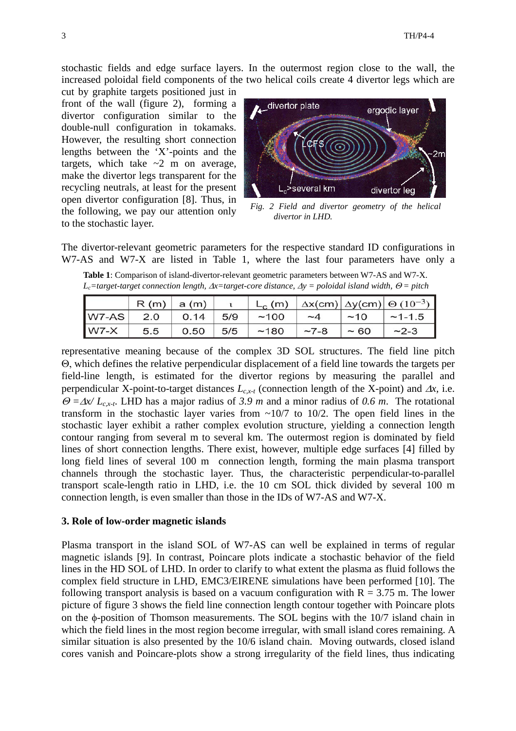stochastic fields and edge surface layers. In the outermost region close to the wall, the increased poloidal field components of the two helical coils create 4 divertor legs which are cut by graphite targets positioned just in front of the wall (figure 2), forming a divertor configuration similar to the double-null configuration in tokamaks. However, the resulting short connection lengths between the 'X'-points and the targets, which take ~2 m on average, make the divertor legs transparent for the recycling neutrals, at least for the present open divertor configuration [8]. Thus, in the following, we pay our attention only to the stochastic layer.

*Fig. 2 Field and divertor geometry of the helical divertor in LHD.*

The divertor-relevant geometric parameters for the respective standard ID configurations in W7-AS and W7-X are listed in Table 1, where the last four parameters have only a representative meaning because of the complex 3D SOL structures. The field line pitch Θ, which defines the relative perpendicular displacement of a field line towards the targets per field-line length, is estimated for the divertor regions by measuring the parallel and perpendicular X-point-to-target distances $L_{c,x-t}$ (connection length of the X-point) and $\Delta x$, i.e. $\Theta = \Delta x / L_{c,x-t}$. LHD has a major radius of *3.9 m* and a minor radius of *0.6 m*. The rotational transform in the stochastic layer varies from ~10/7 to 10/2. The open field lines in the stochastic layer exhibit a rather complex evolution structure, yielding a connection length contour ranging from several m to several km. The outermost region is dominated by field lines of short connection lengths. There exist, however, multiple edge surfaces [4] filled by long field lines of several 100 m connection length, forming the main plasma transport channels through the stochastic layer. Thus, the characteristic perpendicular-to-parallel transport scale-length ratio in LHD, i.e. the 10 cm SOL thick divided by several 100 m connection length, is even smaller than those in the IDs of W7-AS and W7-X.

**Table 1**: Comparison of island-divertor-relevant geometric parameters between W7-AS and W7-X. *$L_c$=target-target connection length, $\Delta x$=target-core distance, $\Delta y$ = poloidal island width, $\Theta$ = pitch*

| | R (m) | a (m) | $\iota$ | $L_c$ (m) | $\Delta x$(cm) | $\Delta y$(cm) | $\Theta$ ($10^{-3}$) |
|---|---|---|---|---|---|---|---|
| W7-AS | 2.0 | 0.14 | 5/9 | ~100 | ~4 | ~10 | ~1-1.5 |
| W7-X | 5.5 | 0.50 | 5/5 | ~180 | ~7-8 | ~ 60 | ~2-3 |

## 3. Role of low-order magnetic islands

Plasma transport in the island SOL of W7-AS can well be explained in terms of regular magnetic islands [9]. In contrast, Poincare plots indicate a stochastic behavior of the field lines in the HD SOL of LHD. In order to clarify to what extent the plasma as fluid follows the complex field structure in LHD, EMC3/EIRENE simulations have been performed [10]. The following transport analysis is based on a vacuum configuration with R = 3.75 m. The lower picture of figure 3 shows the field line connection length contour together with Poincare plots on the ϕ-position of Thomson measurements. The SOL begins with the 10/7 island chain in which the field lines in the most region become irregular, with small island cores remaining. A similar situation is also presented by the 10/6 island chain. Moving outwards, closed island cores vanish and Poincare-plots show a strong irregularity of the field lines, thus indicating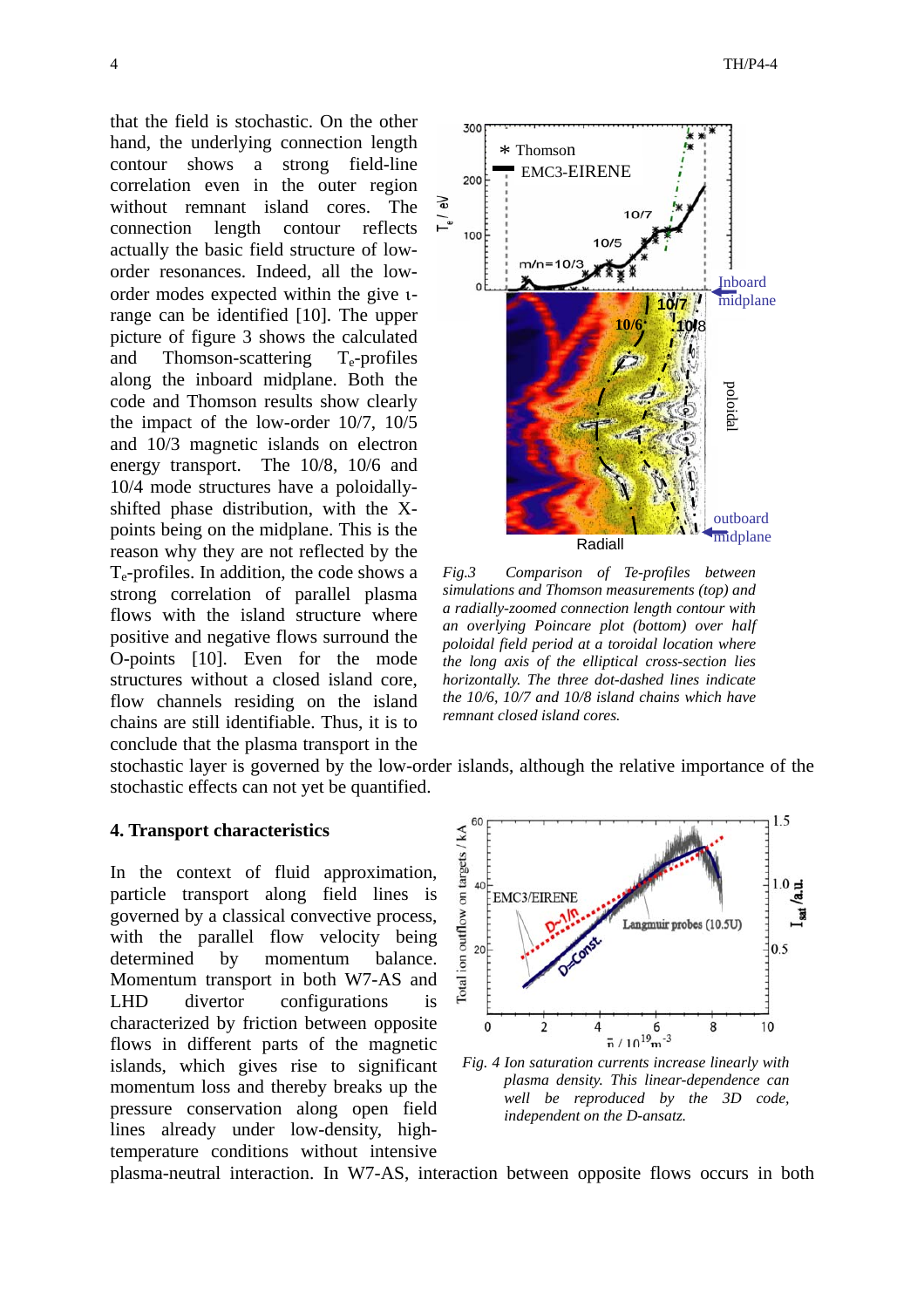that the field is stochastic. On the other hand, the underlying connection length contour shows a strong field-line correlation even in the outer region without remnant island cores. The connection length contour reflects actually the basic field structure of low-order resonances. Indeed, all the low-order modes expected within the give ι-range can be identified [10]. The upper picture of figure 3 shows the calculated and Thomson-scattering $T_e$-profiles along the inboard midplane. Both the code and Thomson results show clearly the impact of the low-order 10/7, 10/5 and 10/3 magnetic islands on electron energy transport. The 10/8, 10/6 and 10/4 mode structures have a poloidally-shifted phase distribution, with the X-points being on the midplane. This is the reason why they are not reflected by the $T_e$-profiles. In addition, the code shows a strong correlation of parallel plasma flows with the island structure where positive and negative flows surround the O-points [10]. Even for the mode structures without a closed island core, flow channels residing on the island chains are still identifiable. Thus, it is to conclude that the plasma transport in the stochastic layer is governed by the low-order islands, although the relative importance of the stochastic effects can not yet be quantified.

*Fig.3 Comparison of Te-profiles between simulations and Thomson measurements (top) and a radially-zoomed connection length contour with an overlying Poincare plot (bottom) over half poloidal field period at a toroidal location where the long axis of the elliptical cross-section lies horizontally. The three dot-dashed lines indicate the 10/6, 10/7 and 10/8 island chains which have remnant closed island cores.*

## 4. Transport characteristics

In the context of fluid approximation, particle transport along field lines is governed by a classical convective process, with the parallel flow velocity being determined by momentum balance. Momentum transport in both W7-AS and LHD divertor configurations is characterized by friction between opposite flows in different parts of the magnetic islands, which gives rise to significant momentum loss and thereby breaks up the pressure conservation along open field lines already under low-density, high-temperature conditions without intensive plasma-neutral interaction. In W7-AS, interaction between opposite flows occurs in both

*Fig. 4 Ion saturation currents increase linearly with plasma density. This linear-dependence can well be reproduced by the 3D code, independent on the D-ansatz.*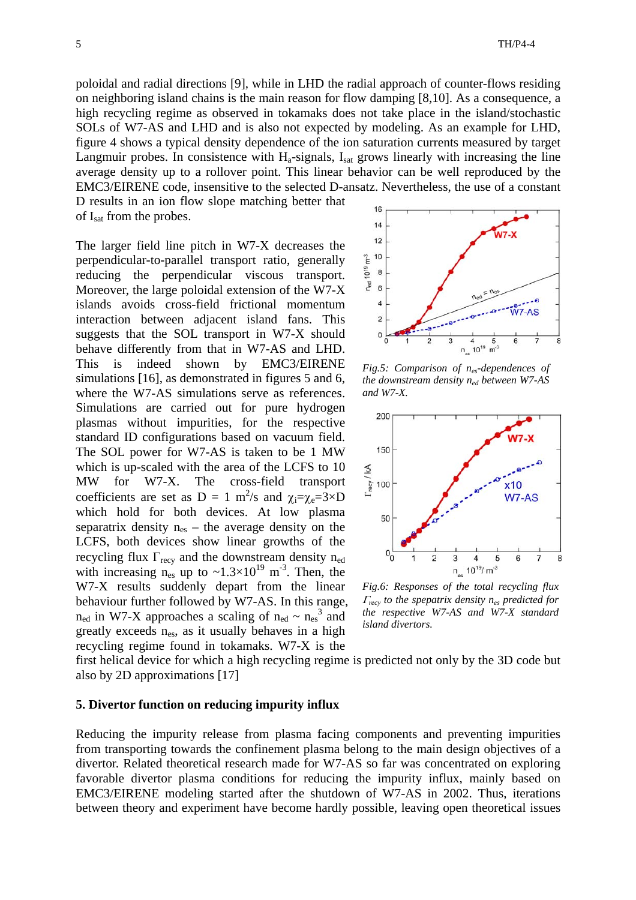poloidal and radial directions [9], while in LHD the radial approach of counter-flows residing on neighboring island chains is the main reason for flow damping [8,10]. As a consequence, a high recycling regime as observed in tokamaks does not take place in the island/stochastic SOLs of W7-AS and LHD and is also not expected by modeling. As an example for LHD, figure 4 shows a typical density dependence of the ion saturation currents measured by target Langmuir probes. In consistence with $H_a$-signals, $I_{sat}$ grows linearly with increasing the line average density up to a rollover point. This linear behavior can be well reproduced by the EMC3/EIRENE code, insensitive to the selected D-ansatz. Nevertheless, the use of a constant D results in an ion flow slope matching better that of $I_{sat}$ from the probes.

The larger field line pitch in W7-X decreases the perpendicular-to-parallel transport ratio, generally reducing the perpendicular viscous transport. Moreover, the large poloidal extension of the W7-X islands avoids cross-field frictional momentum interaction between adjacent island fans. This suggests that the SOL transport in W7-X should behave differently from that in W7-AS and LHD. This is indeed shown by EMC3/EIRENE simulations [16], as demonstrated in figures 5 and 6, where the W7-AS simulations serve as references. Simulations are carried out for pure hydrogen plasmas without impurities, for the respective standard ID configurations based on vacuum field. The SOL power for W7-AS is taken to be 1 MW which is up-scaled with the area of the LCFS to 10 MW for W7-X. The cross-field transport coefficients are set as $D = 1$ m$^2$/s and $\chi_i=\chi_e=3\times D$ which hold for both devices. At low plasma separatrix density $n_{es}$ – the average density on the LCFS, both devices show linear growths of the recycling flux $\Gamma_{recy}$ and the downstream density $n_{ed}$ with increasing $n_{es}$ up to $\sim 1.3\times10^{19}$ m$^{-3}$. Then, the W7-X results suddenly depart from the linear behaviour further followed by W7-AS. In this range, $n_{ed}$ in W7-X approaches a scaling of $n_{ed} \sim n_{es}^3$ and greatly exceeds $n_{es}$, as it usually behaves in a high recycling regime found in tokamaks. W7-X is the first helical device for which a high recycling regime is predicted not only by the 3D code but also by 2D approximations [17]

*Fig.5: Comparison of $n_{es}$-dependences of the downstream density $n_{ed}$ between W7-AS and W7-X.*

*Fig.6: Responses of the total recycling flux $\Gamma_{recy}$ to the spepatrix density $n_{es}$ predicted for the respective W7-AS and W7-X standard island divertors.*

### 5. Divertor function on reducing impurity influx

Reducing the impurity release from plasma facing components and preventing impurities from transporting towards the confinement plasma belong to the main design objectives of a divertor. Related theoretical research made for W7-AS so far was concentrated on exploring favorable divertor plasma conditions for reducing the impurity influx, mainly based on EMC3/EIRENE modeling started after the shutdown of W7-AS in 2002. Thus, iterations between theory and experiment have become hardly possible, leaving open theoretical issues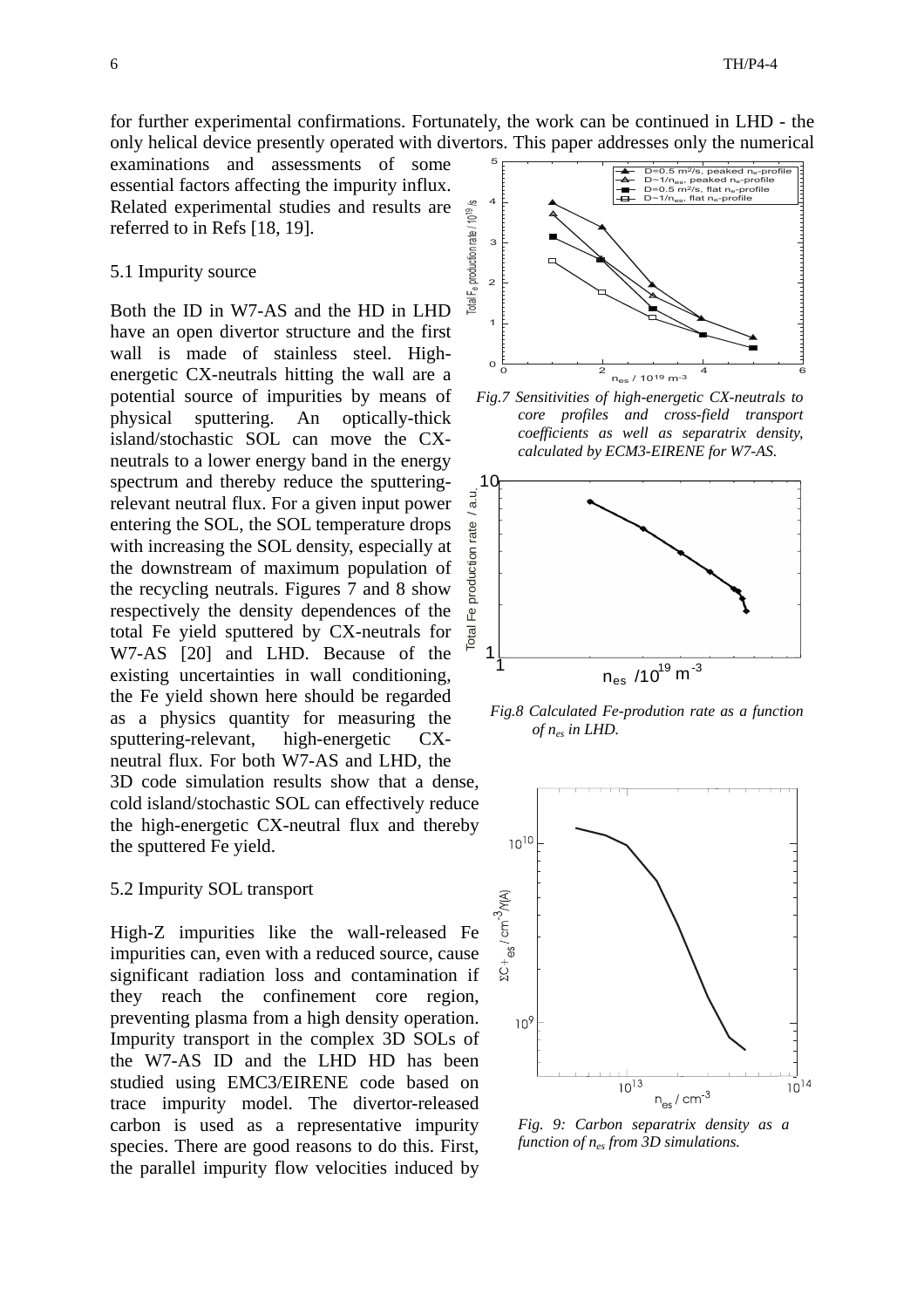for further experimental confirmations. Fortunately, the work can be continued in LHD - the only helical device presently operated with divertors. This paper addresses only the numerical examinations and assessments of some essential factors affecting the impurity influx. Related experimental studies and results are referred to in Refs [18, 19].

### 5.1 Impurity source

Both the ID in W7-AS and the HD in LHD have an open divertor structure and the first wall is made of stainless steel. High-energetic CX-neutrals hitting the wall are a potential source of impurities by means of physical sputtering. An optically-thick island/stochastic SOL can move the CX-neutrals to a lower energy band in the energy spectrum and thereby reduce the sputtering-relevant neutral flux. For a given input power entering the SOL, the SOL temperature drops with increasing the SOL density, especially at the downstream of maximum population of the recycling neutrals. Figures 7 and 8 show respectively the density dependences of the total Fe yield sputtered by CX-neutrals for W7-AS [20] and LHD. Because of the existing uncertainties in wall conditioning, the Fe yield shown here should be regarded as a physics quantity for measuring the sputtering-relevant, high-energetic CX-neutral flux. For both W7-AS and LHD, the 3D code simulation results show that a dense, cold island/stochastic SOL can effectively reduce the high-energetic CX-neutral flux and thereby the sputtered Fe yield.

*Fig.7 Sensitivities of high-energetic CX-neutrals to core profiles and cross-field transport coefficients as well as separatrix density, calculated by ECM3-EIRENE for W7-AS.*

*Fig.8 Calculated Fe-prodution rate as a function of $n_{es}$ in LHD.*

*Fig. 9: Carbon separatrix density as a function of $n_{es}$ from 3D simulations.*

### 5.2 Impurity SOL transport

High-Z impurities like the wall-released Fe impurities can, even with a reduced source, cause significant radiation loss and contamination if they reach the confinement core region, preventing plasma from a high density operation. Impurity transport in the complex 3D SOLs of the W7-AS ID and the LHD HD has been studied using EMC3/EIRENE code based on trace impurity model. The divertor-released carbon is used as a representative impurity species. There are good reasons to do this. First, the parallel impurity flow velocities induced by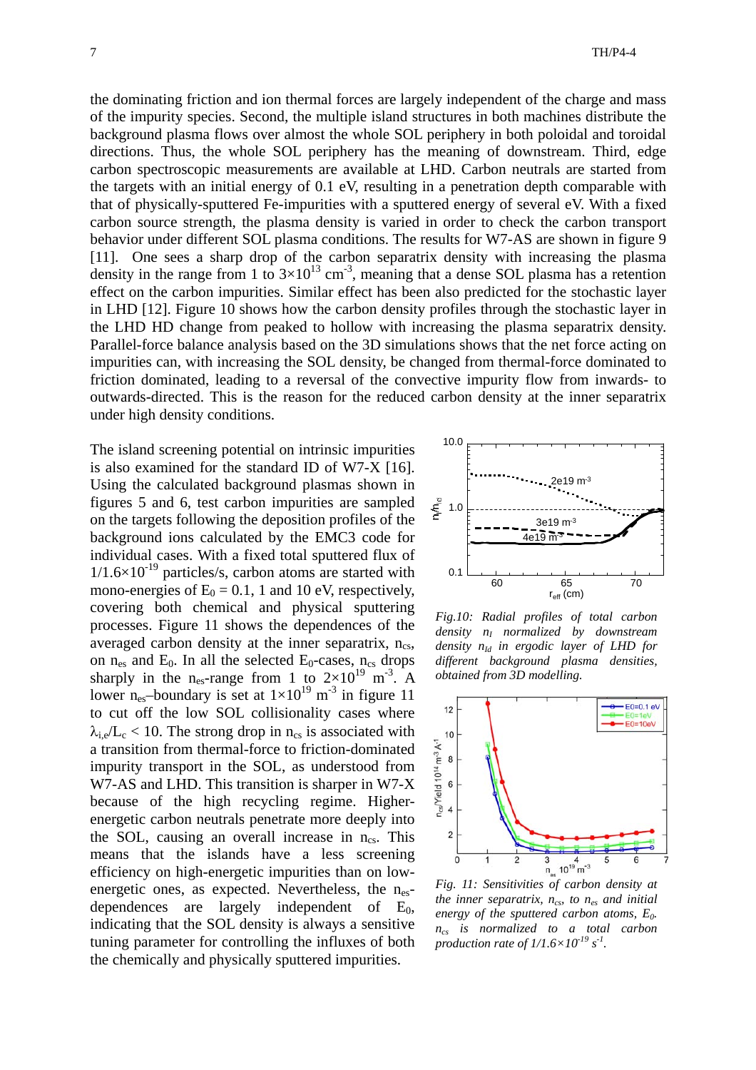the dominating friction and ion thermal forces are largely independent of the charge and mass of the impurity species. Second, the multiple island structures in both machines distribute the background plasma flows over almost the whole SOL periphery in both poloidal and toroidal directions. Thus, the whole SOL periphery has the meaning of downstream. Third, edge carbon spectroscopic measurements are available at LHD. Carbon neutrals are started from the targets with an initial energy of 0.1 eV, resulting in a penetration depth comparable with that of physically-sputtered Fe-impurities with a sputtered energy of several eV. With a fixed carbon source strength, the plasma density is varied in order to check the carbon transport behavior under different SOL plasma conditions. The results for W7-AS are shown in figure 9 [11]. One sees a sharp drop of the carbon separatrix density with increasing the plasma density in the range from 1 to $3\times10^{13}$ $cm^{-3}$, meaning that a dense SOL plasma has a retention effect on the carbon impurities. Similar effect has been also predicted for the stochastic layer in LHD [12]. Figure 10 shows how the carbon density profiles through the stochastic layer in the LHD HD change from peaked to hollow with increasing the plasma separatrix density. Parallel-force balance analysis based on the 3D simulations shows that the net force acting on impurities can, with increasing the SOL density, be changed from thermal-force dominated to friction dominated, leading to a reversal of the convective impurity flow from inwards- to outwards-directed. This is the reason for the reduced carbon density at the inner separatrix under high density conditions.

The island screening potential on intrinsic impurities is also examined for the standard ID of W7-X [16]. Using the calculated background plasmas shown in figures 5 and 6, test carbon impurities are sampled on the targets following the deposition profiles of the background ions calculated by the EMC3 code for individual cases. With a fixed total sputtered flux of $1/1.6\times10^{-19}$ particles/s, carbon atoms are started with mono-energies of $E_0 = 0.1$, 1 and 10 eV, respectively, covering both chemical and physical sputtering processes. Figure 11 shows the dependences of the averaged carbon density at the inner separatrix, $n_{cs}$, on $n_{es}$ and $E_0$. In all the selected $E_0$-cases, $n_{cs}$ drops sharply in the $n_{es}$-range from 1 to $2\times10^{19}$ $m^{-3}$. A lower $n_{es}$–boundary is set at $1\times10^{19}$ $m^{-3}$ in figure 11 to cut off the low SOL collisionality cases where $\lambda_{i,e}/L_c < 10$. The strong drop in $n_{cs}$ is associated with a transition from thermal-force to friction-dominated impurity transport in the SOL, as understood from W7-AS and LHD. This transition is sharper in W7-X because of the high recycling regime. Higher-energetic carbon neutrals penetrate more deeply into the SOL, causing an overall increase in $n_{cs}$. This means that the islands have a less screening efficiency on high-energetic impurities than on low-energetic ones, as expected. Nevertheless, the $n_{es}$-dependences are largely independent of $E_0$, indicating that the SOL density is always a sensitive tuning parameter for controlling the influxes of both the chemically and physically sputtered impurities.

*Fig.10: Radial profiles of total carbon density $n_I$ normalized by downstream density $n_{Id}$ in ergodic layer of LHD for different background plasma densities, obtained from 3D modelling.*

*Fig. 11: Sensitivities of carbon density at the inner separatrix, $n_{cs}$, to $n_{es}$ and initial energy of the sputtered carbon atoms, $E_0$. $n_{cs}$ is normalized to a total carbon production rate of $1/1.6\times10^{-19}$ $s^{-1}$.*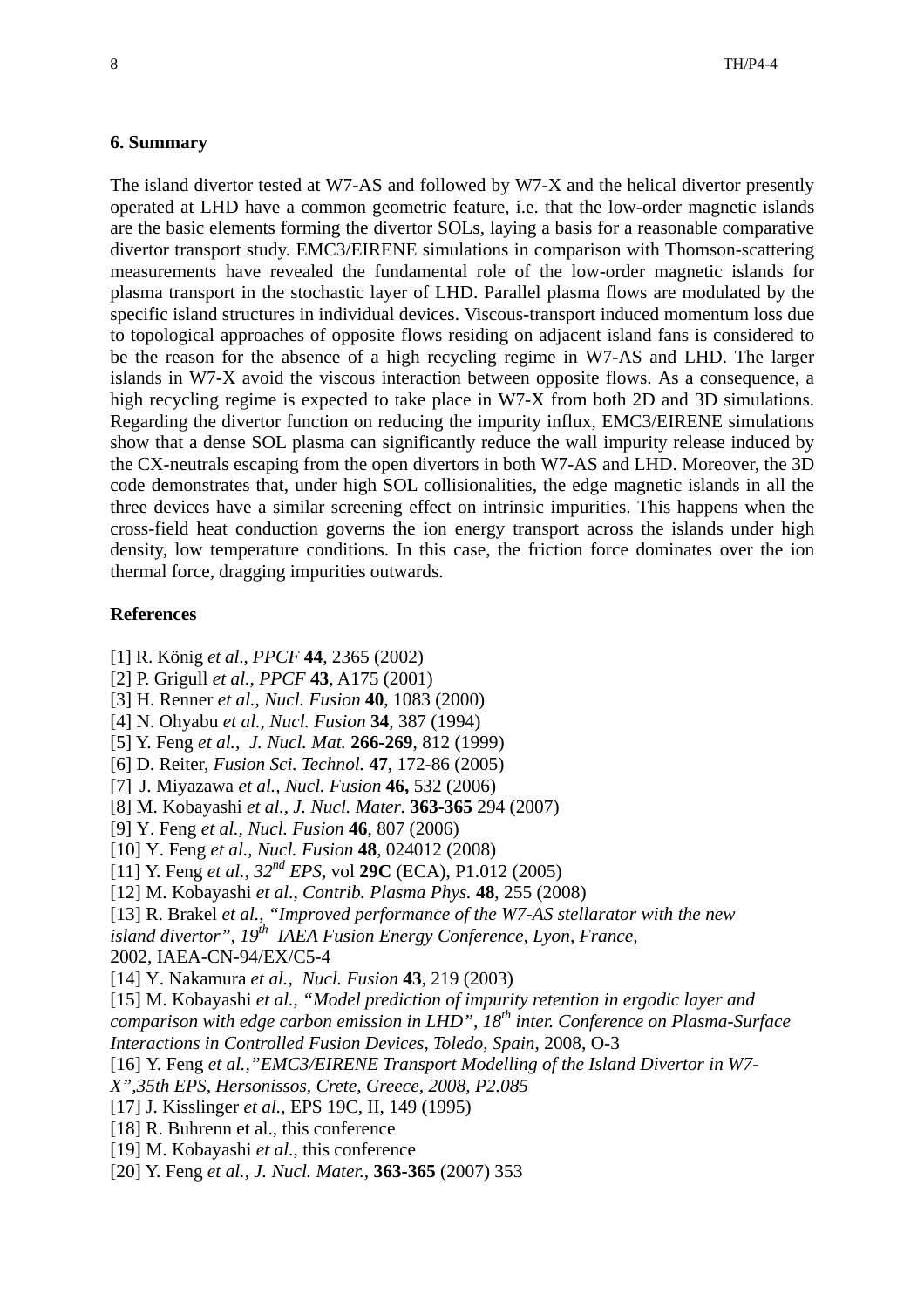## 6. Summary

The island divertor tested at W7-AS and followed by W7-X and the helical divertor presently operated at LHD have a common geometric feature, i.e. that the low-order magnetic islands are the basic elements forming the divertor SOLs, laying a basis for a reasonable comparative divertor transport study. EMC3/EIRENE simulations in comparison with Thomson-scattering measurements have revealed the fundamental role of the low-order magnetic islands for plasma transport in the stochastic layer of LHD. Parallel plasma flows are modulated by the specific island structures in individual devices. Viscous-transport induced momentum loss due to topological approaches of opposite flows residing on adjacent island fans is considered to be the reason for the absence of a high recycling regime in W7-AS and LHD. The larger islands in W7-X avoid the viscous interaction between opposite flows. As a consequence, a high recycling regime is expected to take place in W7-X from both 2D and 3D simulations. Regarding the divertor function on reducing the impurity influx, EMC3/EIRENE simulations show that a dense SOL plasma can significantly reduce the wall impurity release induced by the CX-neutrals escaping from the open divertors in both W7-AS and LHD. Moreover, the 3D code demonstrates that, under high SOL collisionalities, the edge magnetic islands in all the three devices have a similar screening effect on intrinsic impurities. This happens when the cross-field heat conduction governs the ion energy transport across the islands under high density, low temperature conditions. In this case, the friction force dominates over the ion thermal force, dragging impurities outwards.

## References

[1] R. König *et al.*, *PPCF* **44**, 2365 (2002)
[2] P. Grigull *et al., PPCF* **43**, A175 (2001)
[3] H. Renner *et al., Nucl. Fusion* **40**, 1083 (2000)
[4] N. Ohyabu *et al., Nucl. Fusion* **34**, 387 (1994)
[5] Y. Feng *et al., J. Nucl. Mat.* **266-269**, 812 (1999)
[6] D. Reiter, *Fusion Sci. Technol.* **47**, 172-86 (2005)
[7] J. Miyazawa *et al., Nucl. Fusion* **46,** 532 (2006)
[8] M. Kobayashi *et al., J. Nucl. Mater.* **363-365** 294 (2007)
[9] Y. Feng *et al., Nucl. Fusion* **46**, 807 (2006)
[10] Y. Feng *et al., Nucl. Fusion* **48**, 024012 (2008)
[11] Y. Feng *et al., 32nd EPS*, vol **29C** (ECA), P1.012 (2005)
[12] M. Kobayashi *et al*., *Contrib. Plasma Phys.* **48**, 255 (2008)
[13] R. Brakel *et al., "Improved performance of the W7-AS stellarator with the new island divertor", 19th IAEA Fusion Energy Conference, Lyon, France,* 2002, IAEA-CN-94/EX/C5-4
[14] Y. Nakamura *et al., Nucl. Fusion* **43**, 219 (2003)
[15] M. Kobayashi *et al., "Model prediction of impurity retention in ergodic layer and comparison with edge carbon emission in LHD", 18th inter. Conference on Plasma-Surface Interactions in Controlled Fusion Devices, Toledo, Spain,* 2008, O-3
[16] Y. Feng *et al.,"EMC3/EIRENE Transport Modelling of the Island Divertor in W7-X",35th EPS, Hersonissos, Crete, Greece, 2008, P2.085*
[17] J. Kisslinger *et al.*, EPS 19C, II, 149 (1995)
[18] R. Buhrenn et al., this conference
[19] M. Kobayashi *et al*., this conference
[20] Y. Feng *et al., J. Nucl. Mater.,* **363-365** (2007) 353